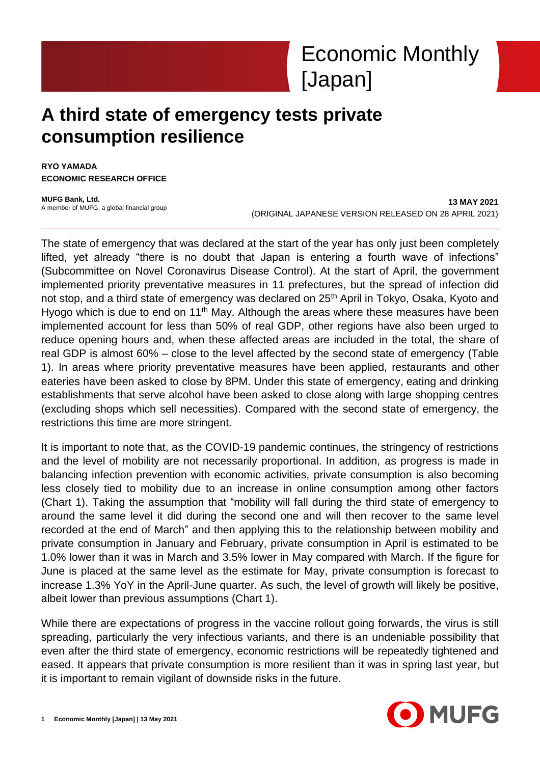# Economic Monthly [Japan]

# A third state of emergency tests private consumption resilience

**RYO YAMADA**
**ECONOMIC RESEARCH OFFICE**

**MUFG Bank, Ltd.**
A member of MUFG, a global financial group

**13 MAY 2021**
(ORIGINAL JAPANESE VERSION RELEASED ON 28 APRIL 2021)

The state of emergency that was declared at the start of the year has only just been completely lifted, yet already "there is no doubt that Japan is entering a fourth wave of infections" (Subcommittee on Novel Coronavirus Disease Control). At the start of April, the government implemented priority preventative measures in 11 prefectures, but the spread of infection did not stop, and a third state of emergency was declared on 25th April in Tokyo, Osaka, Kyoto and Hyogo which is due to end on 11th May. Although the areas where these measures have been implemented account for less than 50% of real GDP, other regions have also been urged to reduce opening hours and, when these affected areas are included in the total, the share of real GDP is almost 60% – close to the level affected by the second state of emergency (Table 1). In areas where priority preventative measures have been applied, restaurants and other eateries have been asked to close by 8PM. Under this state of emergency, eating and drinking establishments that serve alcohol have been asked to close along with large shopping centres (excluding shops which sell necessities). Compared with the second state of emergency, the restrictions this time are more stringent.

It is important to note that, as the COVID-19 pandemic continues, the stringency of restrictions and the level of mobility are not necessarily proportional. In addition, as progress is made in balancing infection prevention with economic activities, private consumption is also becoming less closely tied to mobility due to an increase in online consumption among other factors (Chart 1). Taking the assumption that "mobility will fall during the third state of emergency to around the same level it did during the second one and will then recover to the same level recorded at the end of March" and then applying this to the relationship between mobility and private consumption in January and February, private consumption in April is estimated to be 1.0% lower than it was in March and 3.5% lower in May compared with March. If the figure for June is placed at the same level as the estimate for May, private consumption is forecast to increase 1.3% YoY in the April-June quarter. As such, the level of growth will likely be positive, albeit lower than previous assumptions (Chart 1).

While there are expectations of progress in the vaccine rollout going forwards, the virus is still spreading, particularly the very infectious variants, and there is an undeniable possibility that even after the third state of emergency, economic restrictions will be repeatedly tightened and eased. It appears that private consumption is more resilient than it was in spring last year, but it is important to remain vigilant of downside risks in the future.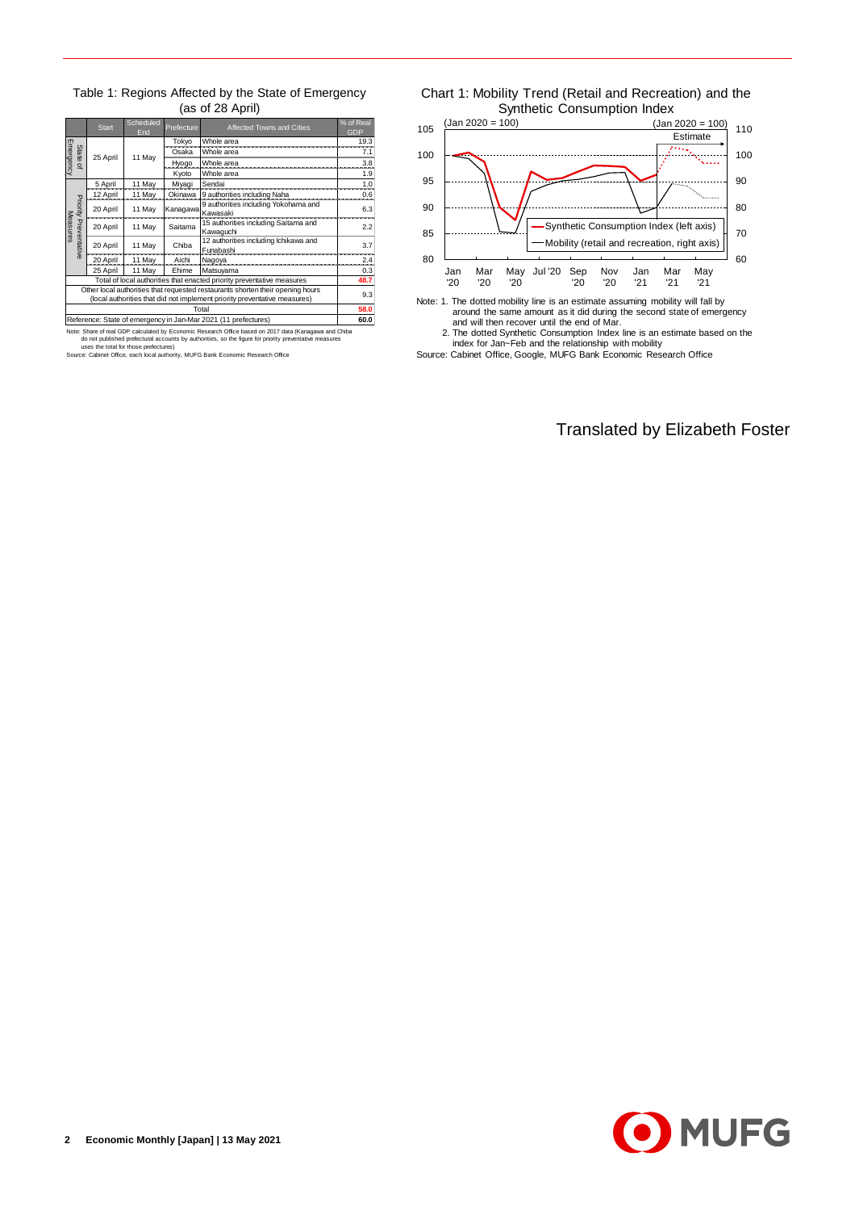Table 1: Regions Affected by the State of Emergency (as of 28 April)

| | Start | Scheduled End | Prefecture | Affected Towns and Cities | % of Real GDP |
|---|---|---|---|---|---|
| State of Emergency | 25 April | 11 May | Tokyo | Whole area | 19.3 |
| | | | Osaka | Whole area | 7.1 |
| | | | Hyogo | Whole area | 3.8 |
| | | | Kyoto | Whole area | 1.9 |
| Priority Preventative Measures | 5 April | 11 May | Miyagi | Sendai | 1.0 |
| | 12 April | 11 May | Okinawa | 9 authorities including Naha | 0.6 |
| | 20 April | 11 May | Kanagawa | 9 authorities including Yokohama and Kawasaki | 6.3 |
| | 20 April | 11 May | Saitama | 15 authorities including Saitama and Kawaguchi | 2.2 |
| | 20 April | 11 May | Chiba | 12 authorities including Ichikawa and Funabashi | 3.7 |
| | 20 April | 11 May | Aichi | Nagoya | 2.4 |
| | 25 April | 11 May | Ehime | Matsuyama | 0.3 |
| Total of local authorities that enacted priority preventative measures | | | | | 48.7 |
| Other local authorities that requested restaurants shorten their opening hours (local authorities that did not implement priority preventative measures) | | | | | 9.3 |
| Total | | | | | 58.0 |
| Reference: State of emergency in Jan-Mar 2021 (11 prefectures) | | | | | 60.0 |

Note: Share of real GDP calculated by Economic Research Office based on 2017 data (Kanagawa and Chiba do not published prefectural accounts by authorities, so the figure for priority preventative measures uses the total for those prefectures)

Source: Cabinet Office, each local authority, MUFG Bank Economic Research Office

Chart 1: Mobility Trend (Retail and Recreation) and the Synthetic Consumption Index

Note: 1. The dotted mobility line is an estimate assuming mobility will fall by around the same amount as it did during the second state of emergency and will then recover until the end of Mar.

2. The dotted Synthetic Consumption Index line is an estimate based on the index for Jan~Feb and the relationship with mobility

Source: Cabinet Office, Google, MUFG Bank Economic Research Office

Translated by Elizabeth Foster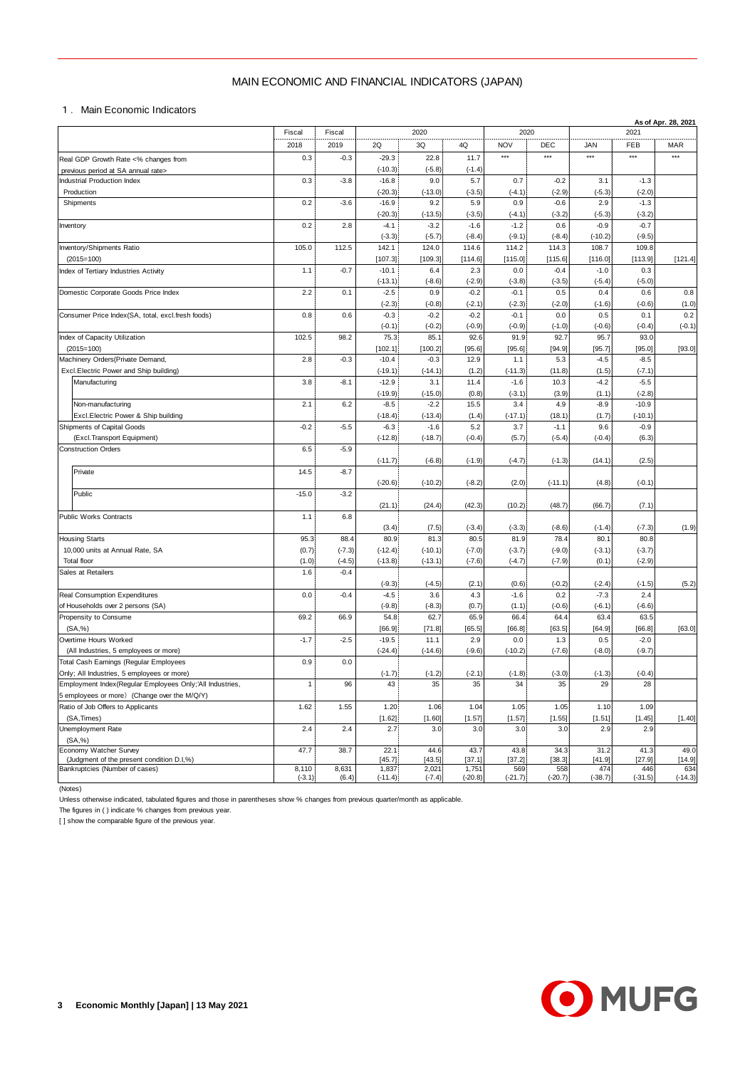# MAIN ECONOMIC AND FINANCIAL INDICATORS (JAPAN)

## 1. Main Economic Indicators

As of Apr. 28, 2021

| | Fiscal | Fiscal | 2020 | | | 2020 | | 2021 | | |
|---|---|---|---|---|---|---|---|---|---|---|
| | 2018 | 2019 | 2Q | 3Q | 4Q | NOV | DEC | JAN | FEB | MAR |
| Real GDP Growth Rate <% changes from previous period at SA annual rate> | 0.3 | -0.3 | -29.3 | 22.8 | 11.7 | *** | *** | *** | *** | *** |
| | | | (-10.3) | (-5.8) | (-1.4) | | | | | |
| Industrial Production Index Production | 0.3 | -3.8 | -16.8 | 9.0 | 5.7 | 0.7 | -0.2 | 3.1 | -1.3 | |
| | | | (-20.3) | (-13.0) | (-3.5) | (-4.1) | (-2.9) | (-5.3) | (-2.0) | |
| Shipments | 0.2 | -3.6 | -16.9 | 9.2 | 5.9 | 0.9 | -0.6 | 2.9 | -1.3 | |
| | | | (-20.3) | (-13.5) | (-3.5) | (-4.1) | (-3.2) | (-5.3) | (-3.2) | |
| Inventory | 0.2 | 2.8 | -4.1 | -3.2 | -1.6 | -1.2 | 0.6 | -0.9 | -0.7 | |
| | | | (-3.3) | (-5.7) | (-8.4) | (-9.1) | (-8.4) | (-10.2) | (-9.5) | |
| Inventory/Shipments Ratio (2015=100) | 105.0 | 112.5 | 142.1 | 124.0 | 114.6 | 114.2 | 114.3 | 108.7 | 109.8 | |
| | | | [107.3] | [109.3] | [114.6] | [115.0] | [115.6] | [116.0] | [113.9] | [121.4] |
| Index of Tertiary Industries Activity | 1.1 | -0.7 | -10.1 | 6.4 | 2.3 | 0.0 | -0.4 | -1.0 | 0.3 | |
| | | | (-13.1) | (-8.6) | (-2.9) | (-3.8) | (-3.5) | (-5.4) | (-5.0) | |
| Domestic Corporate Goods Price Index | 2.2 | 0.1 | -2.5 | 0.9 | -0.2 | -0.1 | 0.5 | 0.4 | 0.6 | 0.8 |
| | | | (-2.3) | (-0.8) | (-2.1) | (-2.3) | (-2.0) | (-1.6) | (-0.6) | (1.0) |
| Consumer Price Index(SA, total, excl.fresh foods) | 0.8 | 0.6 | -0.3 | -0.2 | -0.2 | -0.1 | 0.0 | 0.5 | 0.1 | 0.2 |
| | | | (-0.1) | (-0.2) | (-0.9) | (-0.9) | (-1.0) | (-0.6) | (-0.4) | (-0.1) |
| Index of Capacity Utilization (2015=100) | 102.5 | 98.2 | 75.3 | 85.1 | 92.6 | 91.9 | 92.7 | 95.7 | 93.0 | |
| | | | [102.1] | [100.2] | [95.6] | [95.6] | [94.9] | [95.7] | [95.0] | [93.0] |
| Machinery Orders(Private Demand, Excl.Electric Power and Ship building) | 2.8 | -0.3 | -10.4 | -0.3 | 12.9 | 1.1 | 5.3 | -4.5 | -8.5 | |
| | | | (-19.1) | (-14.1) | (1.2) | (-11.3) | (11.8) | (1.5) | (-7.1) | |
| Manufacturing | 3.8 | -8.1 | -12.9 | 3.1 | 11.4 | -1.6 | 10.3 | -4.2 | -5.5 | |
| | | | (-19.9) | (-15.0) | (0.8) | (-3.1) | (3.9) | (1.1) | (-2.8) | |
| Non-manufacturing Excl.Electric Power & Ship building | 2.1 | 6.2 | -8.5 | -2.2 | 15.5 | 3.4 | 4.9 | -8.9 | -10.9 | |
| | | | (-18.4) | (-13.4) | (1.4) | (-17.1) | (18.1) | (1.7) | (-10.1) | |
| Shipments of Capital Goods (Excl.Transport Equipment) | -0.2 | -5.5 | -6.3 | -1.6 | 5.2 | 3.7 | -1.1 | 9.6 | -0.9 | |
| | | | (-12.8) | (-18.7) | (-0.4) | (5.7) | (-5.4) | (-0.4) | (6.3) | |
| Construction Orders | 6.5 | -5.9 | | | | | | | | |
| | | | (-11.7) | (-6.8) | (-1.9) | (-4.7) | (-1.3) | (14.1) | (2.5) | |
| Private | 14.5 | -8.7 | | | | | | | | |
| | | | (-20.6) | (-10.2) | (-8.2) | (2.0) | (-11.1) | (4.8) | (-0.1) | |
| Public | -15.0 | -3.2 | | | | | | | | |
| | | | (21.1) | (24.4) | (42.3) | (10.2) | (48.7) | (66.7) | (7.1) | |
| Public Works Contracts | 1.1 | 6.8 | | | | | | | | |
| | | | (3.4) | (7.5) | (-3.4) | (-3.3) | (-8.6) | (-1.4) | (-7.3) | (1.9) |
| Housing Starts 10,000 units at Annual Rate, SA | 95.3 | 88.4 | 80.9 | 81.3 | 80.5 | 81.9 | 78.4 | 80.1 | 80.8 | |
| | (0.7) | (-7.3) | (-12.4) | (-10.1) | (-7.0) | (-3.7) | (-9.0) | (-3.1) | (-3.7) | |
| Total floor | (1.0) | (-4.5) | (-13.8) | (-13.1) | (-7.6) | (-4.7) | (-7.9) | (0.1) | (-2.9) | |
| Sales at Retailers | 1.6 | -0.4 | | | | | | | | |
| | | | (-9.3) | (-4.5) | (2.1) | (0.6) | (-0.2) | (-2.4) | (-1.5) | (5.2) |
| Real Consumption Expenditures of Households over 2 persons (SA) | 0.0 | -0.4 | -4.5 | 3.6 | 4.3 | -1.6 | 0.2 | -7.3 | 2.4 | |
| | | | (-9.8) | (-8.3) | (0.7) | (1.1) | (-0.6) | (-6.1) | (-6.6) | |
| Propensity to Consume (SA,%) | 69.2 | 66.9 | 54.8 | 62.7 | 65.9 | 66.4 | 64.4 | 63.4 | 63.5 | |
| | | | [66.9] | [71.8] | [65.5] | [66.8] | [63.5] | [64.9] | [66.8] | [63.0] |
| Overtime Hours Worked (All Industries, 5 employees or more) | -1.7 | -2.5 | -19.5 | 11.1 | 2.9 | 0.0 | 1.3 | 0.5 | -2.0 | |
| | | | (-24.4) | (-14.6) | (-9.6) | (-10.2) | (-7.6) | (-8.0) | (-9.7) | |
| Total Cash Earnings (Regular Employees Only; All Industries, 5 employees or more) | 0.9 | 0.0 | | | | | | | | |
| | | | (-1.7) | (-1.2) | (-2.1) | (-1.8) | (-3.0) | (-1.3) | (-0.4) | |
| Employment Index(Regular Employees Only;All Industries, 5 employees or more) (Change over the M/Q/Y) | 1 | 96 | 43 | 35 | 35 | 34 | 35 | 29 | 28 | |
| Ratio of Job Offers to Applicants (SA,Times) | 1.62 | 1.55 | 1.20 | 1.06 | 1.04 | 1.05 | 1.05 | 1.10 | 1.09 | |
| | | | [1.62] | [1.60] | [1.57] | [1.57] | [1.55] | [1.51] | [1.45] | [1.40] |
| Unemployment Rate (SA,%) | 2.4 | 2.4 | 2.7 | 3.0 | 3.0 | 3.0 | 3.0 | 2.9 | 2.9 | |
| Economy Watcher Survey (Judgment of the present condition D.I,%) | 47.7 | 38.7 | 22.1 | 44.6 | 43.7 | 43.8 | 34.3 | 31.2 | 41.3 | 49.0 |
| | | | [45.7] | [43.5] | [37.1] | [37.2] | [38.3] | [41.9] | [27.9] | [14.9] |
| Bankruptcies (Number of cases) | 8,110 | 8,631 | 1,837 | 2,021 | 1,751 | 569 | 558 | 474 | 446 | 634 |
| | (-3.1) | (6.4) | (-11.4) | (-7.4) | (-20.8) | (-21.7) | (-20.7) | (-38.7) | (-31.5) | (-14.3) |

(Notes)

Unless otherwise indicated, tabulated figures and those in parentheses show % changes from previous quarter/month as applicable.

The figures in ( ) indicate % changes from previous year.

[ ] show the comparable figure of the previous year.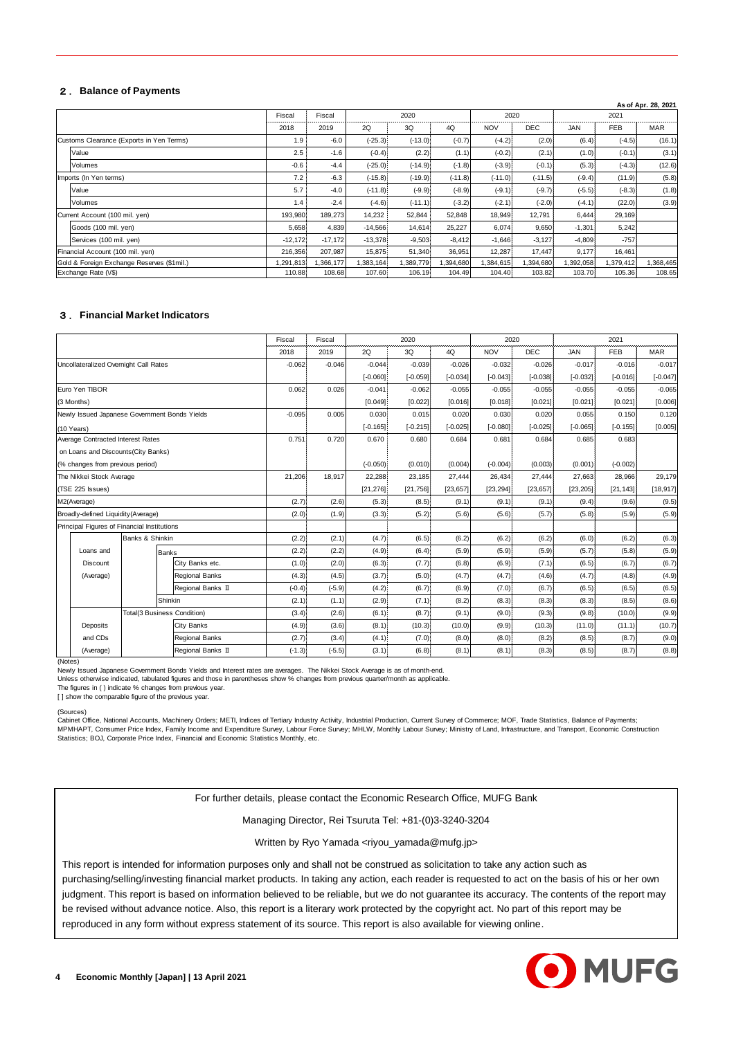## 2. Balance of Payments

As of Apr. 28, 2021

| | Fiscal | Fiscal | 2020 | | | 2020 | | 2021 | | |
|---|---|---|---|---|---|---|---|---|---|---|
| | 2018 | 2019 | 2Q | 3Q | 4Q | NOV | DEC | JAN | FEB | MAR |
| Customs Clearance (Exports in Yen Terms) | 1.9 | -6.0 | (-25.3) | (-13.0) | (-0.7) | (-4.2) | (2.0) | (6.4) | (-4.5) | (16.1) |
| Value | 2.5 | -1.6 | (-0.4) | (2.2) | (1.1) | (-0.2) | (2.1) | (1.0) | (-0.1) | (3.1) |
| Volumes | -0.6 | -4.4 | (-25.0) | (-14.9) | (-1.8) | (-3.9) | (-0.1) | (5.3) | (-4.3) | (12.6) |
| Imports (In Yen terms) | 7.2 | -6.3 | (-15.8) | (-19.9) | (-11.8) | (-11.0) | (-11.5) | (-9.4) | (11.9) | (5.8) |
| Value | 5.7 | -4.0 | (-11.8) | (-9.9) | (-8.9) | (-9.1) | (-9.7) | (-5.5) | (-8.3) | (1.8) |
| Volumes | 1.4 | -2.4 | (-4.6) | (-11.1) | (-3.2) | (-2.1) | (-2.0) | (-4.1) | (22.0) | (3.9) |
| Current Account (100 mil. yen) | 193,980 | 189,273 | 14,232 | 52,844 | 52,848 | 18,949 | 12,791 | 6,444 | 29,169 | |
| Goods (100 mil. yen) | 5,658 | 4,839 | -14,566 | 14,614 | 25,227 | 6,074 | 9,650 | -1,301 | 5,242 | |
| Services (100 mil. yen) | -12,172 | -17,172 | -13,378 | -9,503 | -8,412 | -1,646 | -3,127 | -4,809 | -757 | |
| Financial Account (100 mil. yen) | 216,356 | 207,987 | 15,875 | 51,340 | 36,951 | 12,287 | 17,447 | 9,177 | 16,461 | |
| Gold & Foreign Exchange Reserves ($1mil.) | 1,291,813 | 1,366,177 | 1,383,164 | 1,389,779 | 1,394,680 | 1,384,615 | 1,394,680 | 1,392,058 | 1,379,412 | 1,368,465 |
| Exchange Rate (\/$) | 110.88 | 108.68 | 107.60 | 106.19 | 104.49 | 104.40 | 103.82 | 103.70 | 105.36 | 108.65 |

## 3. Financial Market Indicators

| | | | Fiscal | Fiscal | 2020 | | | 2020 | | 2021 | | |
|---|---|---|---|---|---|---|---|---|---|---|---|---|
| | | | 2018 | 2019 | 2Q | 3Q | 4Q | NOV | DEC | JAN | FEB | MAR |
| Uncollateralized Overnight Call Rates | | | -0.062 | -0.046 | -0.044 | -0.039 | -0.026 | -0.032 | -0.026 | -0.017 | -0.016 | -0.017 |
| | | | | | [-0.060] | [-0.059] | [-0.034] | [-0.043] | [-0.038] | [-0.032] | [-0.016] | [-0.047] |
| Euro Yen TIBOR | | | 0.062 | 0.026 | -0.041 | -0.062 | -0.055 | -0.055 | -0.055 | -0.055 | -0.055 | -0.065 |
| (3 Months) | | | | | [0.049] | [0.022] | [0.016] | [0.018] | [0.021] | [0.021] | [0.021] | [0.006] |
| Newly Issued Japanese Government Bonds Yields | | | -0.095 | 0.005 | 0.030 | 0.015 | 0.020 | 0.030 | 0.020 | 0.055 | 0.150 | 0.120 |
| (10 Years) | | | | | [-0.165] | [-0.215] | [-0.025] | [-0.080] | [-0.025] | [-0.065] | [-0.155] | [0.005] |
| Average Contracted Interest Rates | | | 0.751 | 0.720 | 0.670 | 0.680 | 0.684 | 0.681 | 0.684 | 0.685 | 0.683 | |
| on Loans and Discounts(City Banks) | | | | | | | | | | | | |
| (% changes from previous period) | | | | | (-0.050) | (0.010) | (0.004) | (-0.004) | (0.003) | (0.001) | (-0.002) | |
| The Nikkei Stock Average | | | 21,206 | 18,917 | 22,288 | 23,185 | 27,444 | 26,434 | 27,444 | 27,663 | 28,966 | 29,179 |
| (TSE 225 Issues) | | | | | [21,276] | [21,756] | [23,657] | [23,294] | [23,657] | [23,205] | [21,143] | [18,917] |
| M2(Average) | | | (2.7) | (2.6) | (5.3) | (8.5) | (9.1) | (9.1) | (9.1) | (9.4) | (9.6) | (9.5) |
| Broadly-defined Liquidity(Average) | | | (2.0) | (1.9) | (3.3) | (5.2) | (5.6) | (5.6) | (5.7) | (5.8) | (5.9) | (5.9) |
| Principal Figures of Financial Institutions | | | | | | | | | | | | |
| Loans and | Banks & Shinkin | | (2.2) | (2.1) | (4.7) | (6.5) | (6.2) | (6.2) | (6.2) | (6.0) | (6.2) | (6.3) |
| Discount | Banks | | (2.2) | (2.2) | (4.9) | (6.4) | (5.9) | (5.9) | (5.9) | (5.7) | (5.8) | (5.9) |
| (Average) | | City Banks etc. | (1.0) | (2.0) | (6.3) | (7.7) | (6.8) | (6.9) | (7.1) | (6.5) | (6.7) | (6.7) |
| | | Regional Banks | (4.3) | (4.5) | (3.7) | (5.0) | (4.7) | (4.7) | (4.6) | (4.7) | (4.8) | (4.9) |
| | | Regional Banks II | (-0.4) | (-5.9) | (4.2) | (6.7) | (6.9) | (7.0) | (6.7) | (6.5) | (6.5) | (6.5) |
| | Shinkin | | (2.1) | (1.1) | (2.9) | (7.1) | (8.2) | (8.3) | (8.3) | (8.3) | (8.5) | (8.6) |
| Deposits | Total(3 Business Condition) | | (3.4) | (2.6) | (6.1) | (8.7) | (9.1) | (9.0) | (9.3) | (9.8) | (10.0) | (9.9) |
| and CDs | | City Banks | (4.9) | (3.6) | (8.1) | (10.3) | (10.0) | (9.9) | (10.3) | (11.0) | (11.1) | (10.7) |
| (Average) | | Regional Banks | (2.7) | (3.4) | (4.1) | (7.0) | (8.0) | (8.0) | (8.2) | (8.5) | (8.7) | (9.0) |
| | | Regional Banks II | (-1.3) | (-5.5) | (3.1) | (6.8) | (8.1) | (8.1) | (8.3) | (8.5) | (8.7) | (8.8) |

(Notes)
Newly Issued Japanese Government Bonds Yields and Interest rates are averages. The Nikkei Stock Average is as of month-end.
Unless otherwise indicated, tabulated figures and those in parentheses show % changes from previous quarter/month as applicable.
The figures in ( ) indicate % changes from previous year.
[ ] show the comparable figure of the previous year.

(Sources)
Cabinet Office, National Accounts, Machinery Orders; METI, Indices of Tertiary Industry Activity, Industrial Production, Current Survey of Commerce; MOF, Trade Statistics, Balance of Payments; MPMHAPT, Consumer Price Index, Family Income and Expenditure Survey, Labour Force Survey; MHLW, Monthly Labour Survey; Ministry of Land, Infrastructure, and Transport, Economic Construction Statistics; BOJ, Corporate Price Index, Financial and Economic Statistics Monthly, etc.

For further details, please contact the Economic Research Office, MUFG Bank

Managing Director, Rei Tsuruta Tel: +81-(0)3-3240-3204

Written by Ryo Yamada <riyou_yamada@mufg.jp>

This report is intended for information purposes only and shall not be construed as solicitation to take any action such as purchasing/selling/investing financial market products. In taking any action, each reader is requested to act on the basis of his or her own judgment. This report is based on information believed to be reliable, but we do not guarantee its accuracy. The contents of the report may be revised without advance notice. Also, this report is a literary work protected by the copyright act. No part of this report may be reproduced in any form without express statement of its source. This report is also available for viewing online.